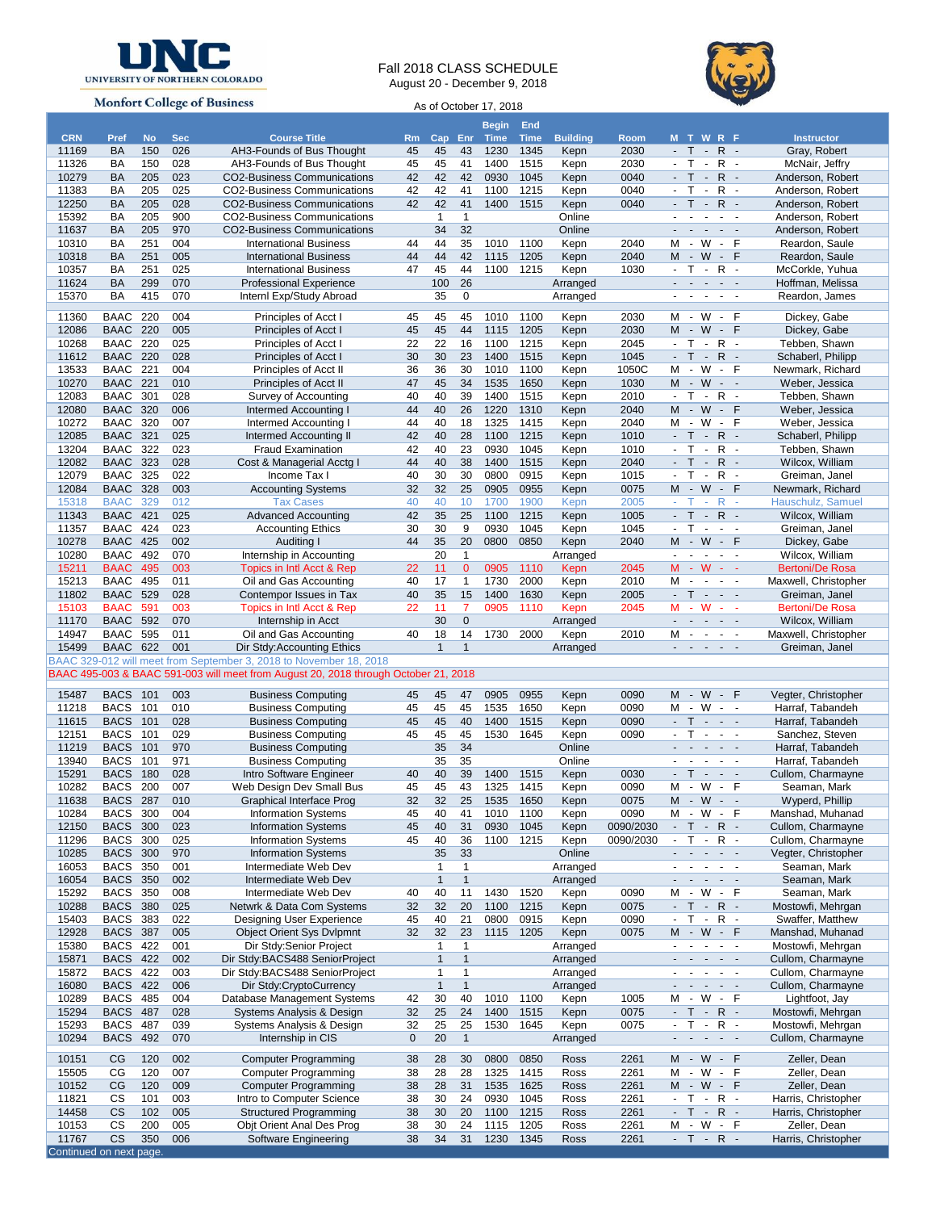UNIVERSITY OF NORTHERN COLORADO

Monfort College of Business

# Fall 2018 CLASS SCHEDULE

August 20 - December 9, 2018

As of October 17, 2018

| CRN | Pref | No | Sec | Course Title | Rm | Cap | Enr | Begin Time | End Time | Building | Room | M T W R F | Instructor |
|---|---|---|---|---|---|---|---|---|---|---|---|---|---|
| 11169 | BA | 150 | 026 | AH3-Founds of Bus Thought | 45 | 45 | 43 | 1230 | 1345 | Kepn | 2030 | - T - R - | Gray, Robert |
| 11326 | BA | 150 | 028 | AH3-Founds of Bus Thought | 45 | 45 | 41 | 1400 | 1515 | Kepn | 2030 | - T - R - | McNair, Jeffry |
| 10279 | BA | 205 | 023 | CO2-Business Communications | 42 | 42 | 42 | 0930 | 1045 | Kepn | 0040 | - T - R - | Anderson, Robert |
| 11383 | BA | 205 | 025 | CO2-Business Communications | 42 | 42 | 41 | 1100 | 1215 | Kepn | 0040 | - T - R - | Anderson, Robert |
| 12250 | BA | 205 | 028 | CO2-Business Communications | 42 | 42 | 41 | 1400 | 1515 | Kepn | 0040 | - T - R - | Anderson, Robert |
| 15392 | BA | 205 | 900 | CO2-Business Communications | | 1 | 1 | | | Online | | - - - - - | Anderson, Robert |
| 11637 | BA | 205 | 970 | CO2-Business Communications | | 34 | 32 | | | Online | | - - - - - | Anderson, Robert |
| 10310 | BA | 251 | 004 | International Business | 44 | 44 | 35 | 1010 | 1100 | Kepn | 2040 | M - W - F | Reardon, Saule |
| 10318 | BA | 251 | 005 | International Business | 44 | 44 | 42 | 1115 | 1205 | Kepn | 2040 | M - W - F | Reardon, Saule |
| 10357 | BA | 251 | 025 | International Business | 47 | 45 | 44 | 1100 | 1215 | Kepn | 1030 | - T - R - | McCorkle, Yuhua |
| 11624 | BA | 299 | 070 | Professional Experience | | 100 | 26 | | | Arranged | | - - - - - | Hoffman, Melissa |
| 15370 | BA | 415 | 070 | Internl Exp/Study Abroad | | 35 | 0 | | | Arranged | | - - - - - | Reardon, James |
| 11360 | BAAC | 220 | 004 | Principles of Acct I | 45 | 45 | 45 | 1010 | 1100 | Kepn | 2030 | M - W - F | Dickey, Gabe |
| 12086 | BAAC | 220 | 005 | Principles of Acct I | 45 | 45 | 44 | 1115 | 1205 | Kepn | 2030 | M - W - F | Dickey, Gabe |
| 10268 | BAAC | 220 | 025 | Principles of Acct I | 22 | 22 | 16 | 1100 | 1215 | Kepn | 2045 | - T - R - | Tebben, Shawn |
| 11612 | BAAC | 220 | 028 | Principles of Acct I | 30 | 30 | 23 | 1400 | 1515 | Kepn | 1045 | - T - R - | Schaberl, Philipp |
| 13533 | BAAC | 221 | 004 | Principles of Acct II | 36 | 36 | 30 | 1010 | 1100 | Kepn | 1050C | M - W - F | Newmark, Richard |
| 10270 | BAAC | 221 | 010 | Principles of Acct II | 47 | 45 | 34 | 1535 | 1650 | Kepn | 1030 | M - W - - | Weber, Jessica |
| 12083 | BAAC | 301 | 028 | Survey of Accounting | 40 | 40 | 39 | 1400 | 1515 | Kepn | 2010 | - T - R - | Tebben, Shawn |
| 12080 | BAAC | 320 | 006 | Intermed Accounting I | 44 | 40 | 26 | 1220 | 1310 | Kepn | 2040 | M - W - F | Weber, Jessica |
| 10272 | BAAC | 320 | 007 | Intermed Accounting I | 44 | 40 | 18 | 1325 | 1415 | Kepn | 2040 | M - W - F | Weber, Jessica |
| 12085 | BAAC | 321 | 025 | Intermed Accounting II | 42 | 40 | 28 | 1100 | 1215 | Kepn | 1010 | - T - R - | Schaberl, Philipp |
| 13204 | BAAC | 322 | 023 | Fraud Examination | 42 | 40 | 23 | 0930 | 1045 | Kepn | 1010 | - T - R - | Tebben, Shawn |
| 12082 | BAAC | 323 | 028 | Cost & Managerial Acctg I | 44 | 40 | 38 | 1400 | 1515 | Kepn | 2040 | - T - R - | Wilcox, William |
| 12079 | BAAC | 325 | 022 | Income Tax I | 40 | 30 | 30 | 0800 | 0915 | Kepn | 1015 | - T - R - | Greiman, Janel |
| 12084 | BAAC | 328 | 003 | Accounting Systems | 32 | 32 | 25 | 0905 | 0955 | Kepn | 0075 | M - W - F | Newmark, Richard |
| 15318 | BAAC | 329 | 012 | Tax Cases | 40 | 40 | 10 | 1700 | 1900 | Kepn | 2005 | - T - R - | Hauschulz, Samuel |
| 11343 | BAAC | 421 | 025 | Advanced Accounting | 42 | 35 | 25 | 1100 | 1215 | Kepn | 1005 | - T - R - | Wilcox, William |
| 11357 | BAAC | 424 | 023 | Accounting Ethics | 30 | 30 | 9 | 0930 | 1045 | Kepn | 1045 | - T - - - | Greiman, Janel |
| 10278 | BAAC | 425 | 002 | Auditing I | 44 | 35 | 20 | 0800 | 0850 | Kepn | 2040 | M - W - F | Dickey, Gabe |
| 10280 | BAAC | 492 | 070 | Internship in Accounting | | 20 | 1 | | | Arranged | | - - - - - | Wilcox, William |
| 15211 | BAAC | 495 | 003 | Topics in Intl Acct & Rep | 22 | 11 | 0 | 0905 | 1110 | Kepn | 2045 | M - W - - | Bertoni/De Rosa |
| 15213 | BAAC | 495 | 011 | Oil and Gas Accounting | 40 | 17 | 1 | 1730 | 2000 | Kepn | 2010 | M - - - - | Maxwell, Christopher |
| 11802 | BAAC | 529 | 028 | Contempor Issues in Tax | 40 | 35 | 15 | 1400 | 1630 | Kepn | 2005 | - T - - - | Greiman, Janel |
| 15103 | BAAC | 591 | 003 | Topics in Intl Acct & Rep | 22 | 11 | 7 | 0905 | 1110 | Kepn | 2045 | M - W - - | Bertoni/De Rosa |
| 11170 | BAAC | 592 | 070 | Internship in Acct | | 30 | 0 | | | Arranged | | - - - - - | Wilcox, William |
| 14947 | BAAC | 595 | 011 | Oil and Gas Accounting | 40 | 18 | 14 | 1730 | 2000 | Kepn | 2010 | M - - - - | Maxwell, Christopher |
| 15499 | BAAC | 622 | 001 | Dir Stdy:Accounting Ethics | | 1 | 1 | | | Arranged | | - - - - - | Greiman, Janel |
| BAAC 329-012 will meet from September 3, 2018 to November 18, 2018 | | | | | | | | | | | | | |
| BAAC 495-003 & BAAC 591-003 will meet from August 20, 2018 through October 21, 2018 | | | | | | | | | | | | | |
| 15487 | BACS | 101 | 003 | Business Computing | 45 | 45 | 47 | 0905 | 0955 | Kepn | 0090 | M - W - F | Vegter, Christopher |
| 11218 | BACS | 101 | 010 | Business Computing | 45 | 45 | 45 | 1535 | 1650 | Kepn | 0090 | M - W - - | Harraf, Tabandeh |
| 11615 | BACS | 101 | 028 | Business Computing | 45 | 45 | 40 | 1400 | 1515 | Kepn | 0090 | - T - - - | Harraf, Tabandeh |
| 12151 | BACS | 101 | 029 | Business Computing | 45 | 45 | 45 | 1530 | 1645 | Kepn | 0090 | - T - - - | Sanchez, Steven |
| 11219 | BACS | 101 | 970 | Business Computing | | 35 | 34 | | | Online | | - - - - - | Harraf, Tabandeh |
| 13940 | BACS | 101 | 971 | Business Computing | | 35 | 35 | | | Online | | - - - - - | Harraf, Tabandeh |
| 15291 | BACS | 180 | 028 | Intro Software Engineer | 40 | 40 | 39 | 1400 | 1515 | Kepn | 0030 | - T - - - | Cullom, Charmayne |
| 10282 | BACS | 200 | 007 | Web Design Dev Small Bus | 45 | 45 | 43 | 1325 | 1415 | Kepn | 0090 | M - W - F | Seaman, Mark |
| 11638 | BACS | 287 | 010 | Graphical Interface Prog | 32 | 32 | 25 | 1535 | 1650 | Kepn | 0075 | M - W - - | Wyperd, Phillip |
| 10284 | BACS | 300 | 004 | Information Systems | 45 | 40 | 41 | 1010 | 1100 | Kepn | 0090 | M - W - F | Manshad, Muhanad |
| 12150 | BACS | 300 | 023 | Information Systems | 45 | 40 | 31 | 0930 | 1045 | Kepn | 0090/2030 | - T - R - | Cullom, Charmayne |
| 11296 | BACS | 300 | 025 | Information Systems | 45 | 40 | 36 | 1100 | 1215 | Kepn | 0090/2030 | - T - R - | Cullom, Charmayne |
| 10285 | BACS | 300 | 970 | Information Systems | | 35 | 33 | | | Online | | - - - - - | Vegter, Christopher |
| 16053 | BACS | 350 | 001 | Intermediate Web Dev | | 1 | 1 | | | Arranged | | - - - - - | Seaman, Mark |
| 16054 | BACS | 350 | 002 | Intermediate Web Dev | | 1 | 1 | | | Arranged | | - - - - - | Seaman, Mark |
| 15292 | BACS | 350 | 008 | Intermediate Web Dev | 40 | 40 | 11 | 1430 | 1520 | Kepn | 0090 | M - W - F | Seaman, Mark |
| 10288 | BACS | 380 | 025 | Netwrk & Data Com Systems | 32 | 32 | 20 | 1100 | 1215 | Kepn | 0075 | - T - R - | Mostowfi, Mehrgan |
| 15403 | BACS | 383 | 022 | Designing User Experience | 45 | 40 | 21 | 0800 | 0915 | Kepn | 0090 | - T - R - | Swaffer, Matthew |
| 12928 | BACS | 387 | 005 | Object Orient Sys Dvlpmnt | 32 | 32 | 23 | 1115 | 1205 | Kepn | 0075 | M - W - F | Manshad, Muhanad |
| 15380 | BACS | 422 | 001 | Dir Stdy:Senior Project | | 1 | 1 | | | Arranged | | - - - - - | Mostowfi, Mehrgan |
| 15871 | BACS | 422 | 002 | Dir Stdy:BACS488 SeniorProject | | 1 | 1 | | | Arranged | | - - - - - | Cullom, Charmayne |
| 15872 | BACS | 422 | 003 | Dir Stdy:BACS488 SeniorProject | | 1 | 1 | | | Arranged | | - - - - - | Cullom, Charmayne |
| 16080 | BACS | 422 | 006 | Dir Stdy:CryptoCurrency | | 1 | 1 | | | Arranged | | - - - - - | Cullom, Charmayne |
| 10289 | BACS | 485 | 004 | Database Management Systems | 42 | 30 | 40 | 1010 | 1100 | Kepn | 1005 | M - W - F | Lightfoot, Jay |
| 15294 | BACS | 487 | 028 | Systems Analysis & Design | 32 | 25 | 24 | 1400 | 1515 | Kepn | 0075 | - T - R - | Mostowfi, Mehrgan |
| 15293 | BACS | 487 | 039 | Systems Analysis & Design | 32 | 25 | 25 | 1530 | 1645 | Kepn | 0075 | - T - R - | Mostowfi, Mehrgan |
| 10294 | BACS | 492 | 070 | Internship in CIS | 0 | 20 | 1 | | | Arranged | | - - - - - | Cullom, Charmayne |
| 10151 | CG | 120 | 002 | Computer Programming | 38 | 28 | 30 | 0800 | 0850 | Ross | 2261 | M - W - F | Zeller, Dean |
| 15505 | CG | 120 | 007 | Computer Programming | 38 | 28 | 28 | 1325 | 1415 | Ross | 2261 | M - W - F | Zeller, Dean |
| 10152 | CG | 120 | 009 | Computer Programming | 38 | 28 | 31 | 1535 | 1625 | Ross | 2261 | M - W - F | Zeller, Dean |
| 11821 | CS | 101 | 003 | Intro to Computer Science | 38 | 30 | 24 | 0930 | 1045 | Ross | 2261 | - T - R - | Harris, Christopher |
| 14458 | CS | 102 | 005 | Structured Programming | 38 | 30 | 20 | 1100 | 1215 | Ross | 2261 | - T - R - | Harris, Christopher |
| 10153 | CS | 200 | 005 | Objt Orient Anal Des Prog | 38 | 30 | 24 | 1115 | 1205 | Ross | 2261 | M - W - F | Zeller, Dean |
| 11767 | CS | 350 | 006 | Software Engineering | 38 | 34 | 31 | 1230 | 1345 | Ross | 2261 | - T - R - | Harris, Christopher |

Continued on next page.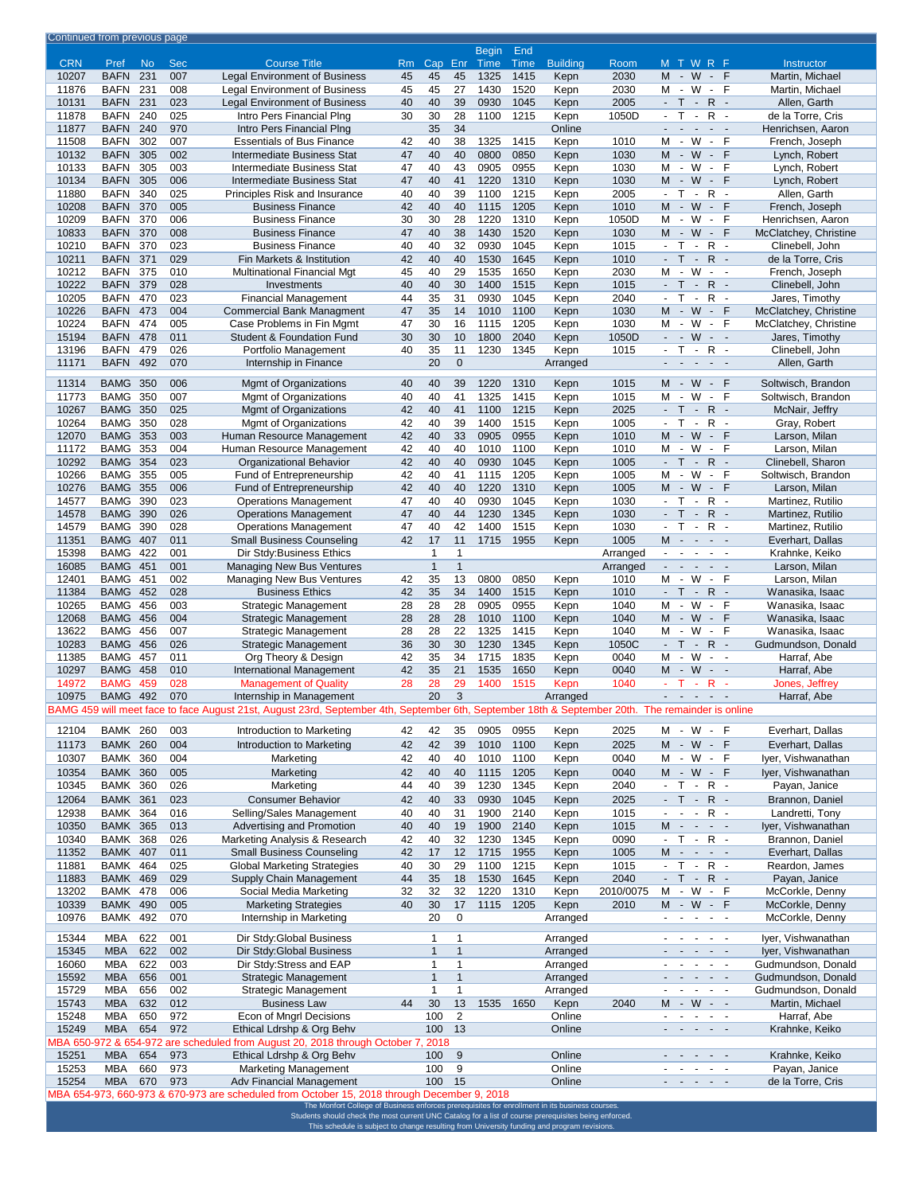Continued from previous page

| CRN | Pref | No | Sec | Course Title | Rm | Cap | Enr | Begin Time | End Time | Building | Room | M T W R F | Instructor |
|---|---|---|---|---|---|---|---|---|---|---|---|---|---|
| 10207 | BAFN | 231 | 007 | Legal Environment of Business | 45 | 45 | 45 | 1325 | 1415 | Kepn | 2030 | M - W - F | Martin, Michael |
| 11876 | BAFN | 231 | 008 | Legal Environment of Business | 45 | 45 | 27 | 1430 | 1520 | Kepn | 2030 | M - W - F | Martin, Michael |
| 10131 | BAFN | 231 | 023 | Legal Environment of Business | 40 | 40 | 39 | 0930 | 1045 | Kepn | 2005 | - T - R - | Allen, Garth |
| 11878 | BAFN | 240 | 025 | Intro Pers Financial Plng | 30 | 30 | 28 | 1100 | 1215 | Kepn | 1050D | - T - R - | de la Torre, Cris |
| 11877 | BAFN | 240 | 970 | Intro Pers Financial Plng | | 35 | 34 | | | Online | | - - - - - | Henrichsen, Aaron |
| 11508 | BAFN | 302 | 007 | Essentials of Bus Finance | 42 | 40 | 38 | 1325 | 1415 | Kepn | 1010 | M - W - F | French, Joseph |
| 10132 | BAFN | 305 | 002 | Intermediate Business Stat | 47 | 40 | 40 | 0800 | 0850 | Kepn | 1030 | M - W - F | Lynch, Robert |
| 10133 | BAFN | 305 | 003 | Intermediate Business Stat | 47 | 40 | 43 | 0905 | 0955 | Kepn | 1030 | M - W - F | Lynch, Robert |
| 10134 | BAFN | 305 | 006 | Intermediate Business Stat | 47 | 40 | 41 | 1220 | 1310 | Kepn | 1030 | M - W - F | Lynch, Robert |
| 11880 | BAFN | 340 | 025 | Principles Risk and Insurance | 40 | 40 | 39 | 1100 | 1215 | Kepn | 2005 | - T - R - | Allen, Garth |
| 10208 | BAFN | 370 | 005 | Business Finance | 42 | 40 | 40 | 1115 | 1205 | Kepn | 1010 | M - W - F | French, Joseph |
| 10209 | BAFN | 370 | 006 | Business Finance | 30 | 30 | 28 | 1220 | 1310 | Kepn | 1050D | M - W - F | Henrichsen, Aaron |
| 10833 | BAFN | 370 | 008 | Business Finance | 47 | 40 | 38 | 1430 | 1520 | Kepn | 1030 | M - W - F | McClatchey, Christine |
| 10210 | BAFN | 370 | 023 | Business Finance | 40 | 40 | 32 | 0930 | 1045 | Kepn | 1015 | - T - R - | Clinebell, John |
| 10211 | BAFN | 371 | 029 | Fin Markets & Institution | 42 | 40 | 40 | 1530 | 1645 | Kepn | 1010 | - T - R - | de la Torre, Cris |
| 10212 | BAFN | 375 | 010 | Multinational Financial Mgt | 45 | 40 | 29 | 1535 | 1650 | Kepn | 2030 | M - W - - | French, Joseph |
| 10222 | BAFN | 379 | 028 | Investments | 40 | 40 | 30 | 1400 | 1515 | Kepn | 1015 | - T - R - | Clinebell, John |
| 10205 | BAFN | 470 | 023 | Financial Management | 44 | 35 | 31 | 0930 | 1045 | Kepn | 2040 | - T - R - | Jares, Timothy |
| 10226 | BAFN | 473 | 004 | Commercial Bank Managment | 47 | 35 | 14 | 1010 | 1100 | Kepn | 1030 | M - W - F | McClatchey, Christine |
| 10224 | BAFN | 474 | 005 | Case Problems in Fin Mgmt | 47 | 30 | 16 | 1115 | 1205 | Kepn | 1030 | M - W - F | McClatchey, Christine |
| 15194 | BAFN | 478 | 011 | Student & Foundation Fund | 30 | 30 | 10 | 1800 | 2040 | Kepn | 1050D | - - W - - | Jares, Timothy |
| 13196 | BAFN | 479 | 026 | Portfolio Management | 40 | 35 | 11 | 1230 | 1345 | Kepn | 1015 | - T - R - | Clinebell, John |
| 11171 | BAFN | 492 | 070 | Internship in Finance | | 20 | 0 | | | Arranged | | - - - - - | Allen, Garth |
| 11314 | BAMG | 350 | 006 | Mgmt of Organizations | 40 | 40 | 39 | 1220 | 1310 | Kepn | 1015 | M - W - F | Soltwisch, Brandon |
| 11773 | BAMG | 350 | 007 | Mgmt of Organizations | 40 | 40 | 41 | 1325 | 1415 | Kepn | 1015 | M - W - F | Soltwisch, Brandon |
| 10267 | BAMG | 350 | 025 | Mgmt of Organizations | 42 | 40 | 41 | 1100 | 1215 | Kepn | 2025 | - T - R - | McNair, Jeffry |
| 10264 | BAMG | 350 | 028 | Mgmt of Organizations | 42 | 40 | 39 | 1400 | 1515 | Kepn | 1005 | - T - R - | Gray, Robert |
| 12070 | BAMG | 353 | 003 | Human Resource Management | 42 | 40 | 33 | 0905 | 0955 | Kepn | 1010 | M - W - F | Larson, Milan |
| 11172 | BAMG | 353 | 004 | Human Resource Management | 42 | 40 | 40 | 1010 | 1100 | Kepn | 1010 | M - W - F | Larson, Milan |
| 10292 | BAMG | 354 | 023 | Organizational Behavior | 42 | 40 | 40 | 0930 | 1045 | Kepn | 1005 | - T - R - | Clinebell, Sharon |
| 10266 | BAMG | 355 | 005 | Fund of Entrepreneurship | 42 | 40 | 41 | 1115 | 1205 | Kepn | 1005 | M - W - F | Soltwisch, Brandon |
| 10276 | BAMG | 355 | 006 | Fund of Entrepreneurship | 42 | 40 | 40 | 1220 | 1310 | Kepn | 1005 | M - W - F | Larson, Milan |
| 14577 | BAMG | 390 | 023 | Operations Management | 47 | 40 | 40 | 0930 | 1045 | Kepn | 1030 | - T - R - | Martinez, Rutilio |
| 14578 | BAMG | 390 | 026 | Operations Management | 47 | 40 | 44 | 1230 | 1345 | Kepn | 1030 | - T - R - | Martinez, Rutilio |
| 14579 | BAMG | 390 | 028 | Operations Management | 47 | 40 | 42 | 1400 | 1515 | Kepn | 1030 | - T - R - | Martinez, Rutilio |
| 11351 | BAMG | 407 | 011 | Small Business Counseling | 42 | 17 | 11 | 1715 | 1955 | Kepn | 1005 | M - - - - | Everhart, Dallas |
| 15398 | BAMG | 422 | 001 | Dir Stdy:Business Ethics | | 1 | 1 | | | | Arranged | - - - - - | Krahnke, Keiko |
| 16085 | BAMG | 451 | 001 | Managing New Bus Ventures | | 1 | 1 | | | | Arranged | - - - - - | Larson, Milan |
| 12401 | BAMG | 451 | 002 | Managing New Bus Ventures | 42 | 35 | 13 | 0800 | 0850 | Kepn | 1010 | M - W - F | Larson, Milan |
| 11384 | BAMG | 452 | 028 | Business Ethics | 42 | 35 | 34 | 1400 | 1515 | Kepn | 1010 | - T - R - | Wanasika, Isaac |
| 10265 | BAMG | 456 | 003 | Strategic Management | 28 | 28 | 28 | 0905 | 0955 | Kepn | 1040 | M - W - F | Wanasika, Isaac |
| 12068 | BAMG | 456 | 004 | Strategic Management | 28 | 28 | 28 | 1010 | 1100 | Kepn | 1040 | M - W - F | Wanasika, Isaac |
| 13622 | BAMG | 456 | 007 | Strategic Management | 28 | 28 | 22 | 1325 | 1415 | Kepn | 1040 | M - W - F | Wanasika, Isaac |
| 10283 | BAMG | 456 | 026 | Strategic Management | 36 | 30 | 30 | 1230 | 1345 | Kepn | 1050C | - T - R - | Gudmundson, Donald |
| 11385 | BAMG | 457 | 011 | Org Theory & Design | 42 | 35 | 34 | 1715 | 1835 | Kepn | 0040 | M - W - - | Harraf, Abe |
| 10297 | BAMG | 458 | 010 | International Management | 42 | 35 | 21 | 1535 | 1650 | Kepn | 0040 | M - W - - | Harraf, Abe |
| 14972 | BAMG | 459 | 028 | Management of Quality | 28 | 28 | 29 | 1400 | 1515 | Kepn | 1040 | - T - R - | Jones, Jeffrey |
| 10975 | BAMG | 492 | 070 | Internship in Management | | 20 | 3 | | | Arranged | | - - - - - | Harraf, Abe |
| BAMG 459 will meet face to face August 21st, August 23rd, September 4th, September 6th, September 18th & September 20th. The remainder is online | | | | | | | | | | | | | |
| 12104 | BAMK | 260 | 003 | Introduction to Marketing | 42 | 42 | 35 | 0905 | 0955 | Kepn | 2025 | M - W - F | Everhart, Dallas |
| 11173 | BAMK | 260 | 004 | Introduction to Marketing | 42 | 42 | 39 | 1010 | 1100 | Kepn | 2025 | M - W - F | Everhart, Dallas |
| 10307 | BAMK | 360 | 004 | Marketing | 42 | 40 | 40 | 1010 | 1100 | Kepn | 0040 | M - W - F | Iyer, Vishwanathan |
| 10354 | BAMK | 360 | 005 | Marketing | 42 | 40 | 40 | 1115 | 1205 | Kepn | 0040 | M - W - F | Iyer, Vishwanathan |
| 10345 | BAMK | 360 | 026 | Marketing | 44 | 40 | 39 | 1230 | 1345 | Kepn | 2040 | - T - R - | Payan, Janice |
| 12064 | BAMK | 361 | 023 | Consumer Behavior | 42 | 40 | 33 | 0930 | 1045 | Kepn | 2025 | - T - R - | Brannon, Daniel |
| 12938 | BAMK | 364 | 016 | Selling/Sales Management | 40 | 40 | 31 | 1900 | 2140 | Kepn | 1015 | - - - R - | Landretti, Tony |
| 10350 | BAMK | 365 | 013 | Advertising and Promotion | 40 | 40 | 19 | 1900 | 2140 | Kepn | 1015 | M - - - - | Iyer, Vishwanathan |
| 10340 | BAMK | 368 | 026 | Marketing Analysis & Research | 42 | 40 | 32 | 1230 | 1345 | Kepn | 0090 | - T - R - | Brannon, Daniel |
| 11352 | BAMK | 407 | 011 | Small Business Counseling | 42 | 17 | 12 | 1715 | 1955 | Kepn | 1005 | M - - - - | Everhart, Dallas |
| 11881 | BAMK | 464 | 025 | Global Marketing Strategies | 40 | 30 | 29 | 1100 | 1215 | Kepn | 1015 | - T - R - | Reardon, James |
| 11883 | BAMK | 469 | 029 | Supply Chain Management | 44 | 35 | 18 | 1530 | 1645 | Kepn | 2040 | - T - R - | Payan, Janice |
| 13202 | BAMK | 478 | 006 | Social Media Marketing | 32 | 32 | 32 | 1220 | 1310 | Kepn | 2010/0075 | M - W - F | McCorkle, Denny |
| 10339 | BAMK | 490 | 005 | Marketing Strategies | 40 | 30 | 17 | 1115 | 1205 | Kepn | 2010 | M - W - F | McCorkle, Denny |
| 10976 | BAMK | 492 | 070 | Internship in Marketing | | 20 | 0 | | | Arranged | | - - - - - | McCorkle, Denny |
| 15344 | MBA | 622 | 001 | Dir Stdy:Global Business | | 1 | 1 | | | Arranged | | - - - - - | Iyer, Vishwanathan |
| 15345 | MBA | 622 | 002 | Dir Stdy:Global Business | | 1 | 1 | | | Arranged | | - - - - - | Iyer, Vishwanathan |
| 16060 | MBA | 622 | 003 | Dir Stdy:Stress and EAP | | 1 | 1 | | | Arranged | | - - - - - | Gudmundson, Donald |
| 15592 | MBA | 656 | 001 | Strategic Management | | 1 | 1 | | | Arranged | | - - - - - | Gudmundson, Donald |
| 15729 | MBA | 656 | 002 | Strategic Management | | 1 | 1 | | | Arranged | | - - - - - | Gudmundson, Donald |
| 15743 | MBA | 632 | 012 | Business Law | 44 | 30 | 13 | 1535 | 1650 | Kepn | 2040 | M - W - - | Martin, Michael |
| 15248 | MBA | 650 | 972 | Econ of Mngrl Decisions | | 100 | 2 | | | Online | | - - - - - | Harraf, Abe |
| 15249 | MBA | 654 | 972 | Ethical Ldrshp & Org Behv | | 100 | 13 | | | Online | | - - - - - | Krahnke, Keiko |
| MBA 650-972 & 654-972 are scheduled from August 20, 2018 through October 7, 2018 | | | | | | | | | | | | | |
| 15251 | MBA | 654 | 973 | Ethical Ldrshp & Org Behv | | 100 | 9 | | | Online | | - - - - - | Krahnke, Keiko |
| 15253 | MBA | 660 | 973 | Marketing Management | | 100 | 9 | | | Online | | - - - - - | Payan, Janice |
| 15254 | MBA | 670 | 973 | Adv Financial Management | | 100 | 15 | | | Online | | - - - - - | de la Torre, Cris |
| MBA 654-973, 660-973 & 670-973 are scheduled from October 15, 2018 through December 9, 2018 | | | | | | | | | | | | | |

The Monfort College of Business enforces prerequisites for enrollment in its business courses.
Students should check the most current UNC Catalog for a list of course prerequisites being enforced.
This schedule is subject to change resulting from University funding and program revisions.